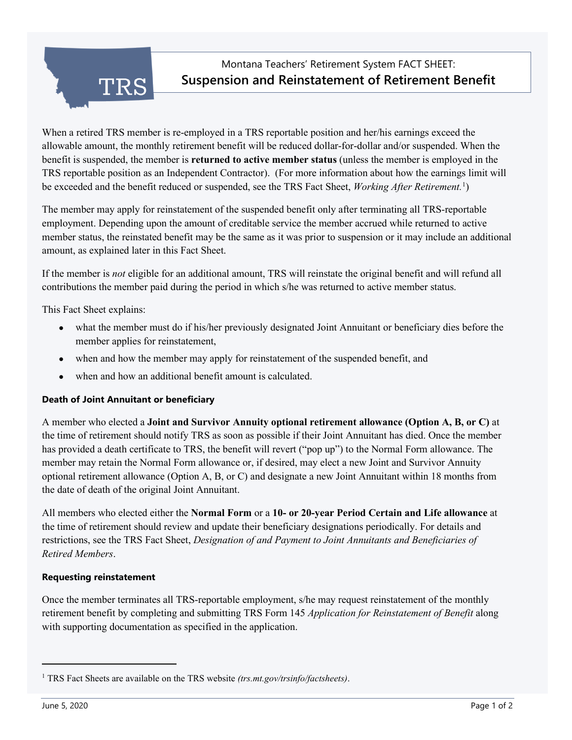Montana Teachers' Retirement System FACT SHEET:

# Suspension and Reinstatement of Retirement Benefit

When a retired TRS member is re-employed in a TRS reportable position and her/his earnings exceed the allowable amount, the monthly retirement benefit will be reduced dollar-for-dollar and/or suspended. When the benefit is suspended, the member is **returned to active member status** (unless the member is employed in the TRS reportable position as an Independent Contractor). (For more information about how the earnings limit will be exceeded and the benefit reduced or suspended, see the TRS Fact Sheet, *Working After Retirement.*[1])

The member may apply for reinstatement of the suspended benefit only after terminating all TRS-reportable employment. Depending upon the amount of creditable service the member accrued while returned to active member status, the reinstated benefit may be the same as it was prior to suspension or it may include an additional amount, as explained later in this Fact Sheet.

If the member is *not* eligible for an additional amount, TRS will reinstate the original benefit and will refund all contributions the member paid during the period in which s/he was returned to active member status.

This Fact Sheet explains:

- what the member must do if his/her previously designated Joint Annuitant or beneficiary dies before the member applies for reinstatement,
- when and how the member may apply for reinstatement of the suspended benefit, and
- when and how an additional benefit amount is calculated.

### Death of Joint Annuitant or beneficiary

A member who elected a **Joint and Survivor Annuity optional retirement allowance (Option A, B, or C)** at the time of retirement should notify TRS as soon as possible if their Joint Annuitant has died. Once the member has provided a death certificate to TRS, the benefit will revert ("pop up") to the Normal Form allowance. The member may retain the Normal Form allowance or, if desired, may elect a new Joint and Survivor Annuity optional retirement allowance (Option A, B, or C) and designate a new Joint Annuitant within 18 months from the date of death of the original Joint Annuitant.

All members who elected either the **Normal Form** or a **10- or 20-year Period Certain and Life allowance** at the time of retirement should review and update their beneficiary designations periodically. For details and restrictions, see the TRS Fact Sheet, *Designation of and Payment to Joint Annuitants and Beneficiaries of Retired Members*.

### Requesting reinstatement

Once the member terminates all TRS-reportable employment, s/he may request reinstatement of the monthly retirement benefit by completing and submitting TRS Form 145 *Application for Reinstatement of Benefit* along with supporting documentation as specified in the application.

---

[1] TRS Fact Sheets are available on the TRS website *(trs.mt.gov/trsinfo/factsheets)*.

June 5, 2020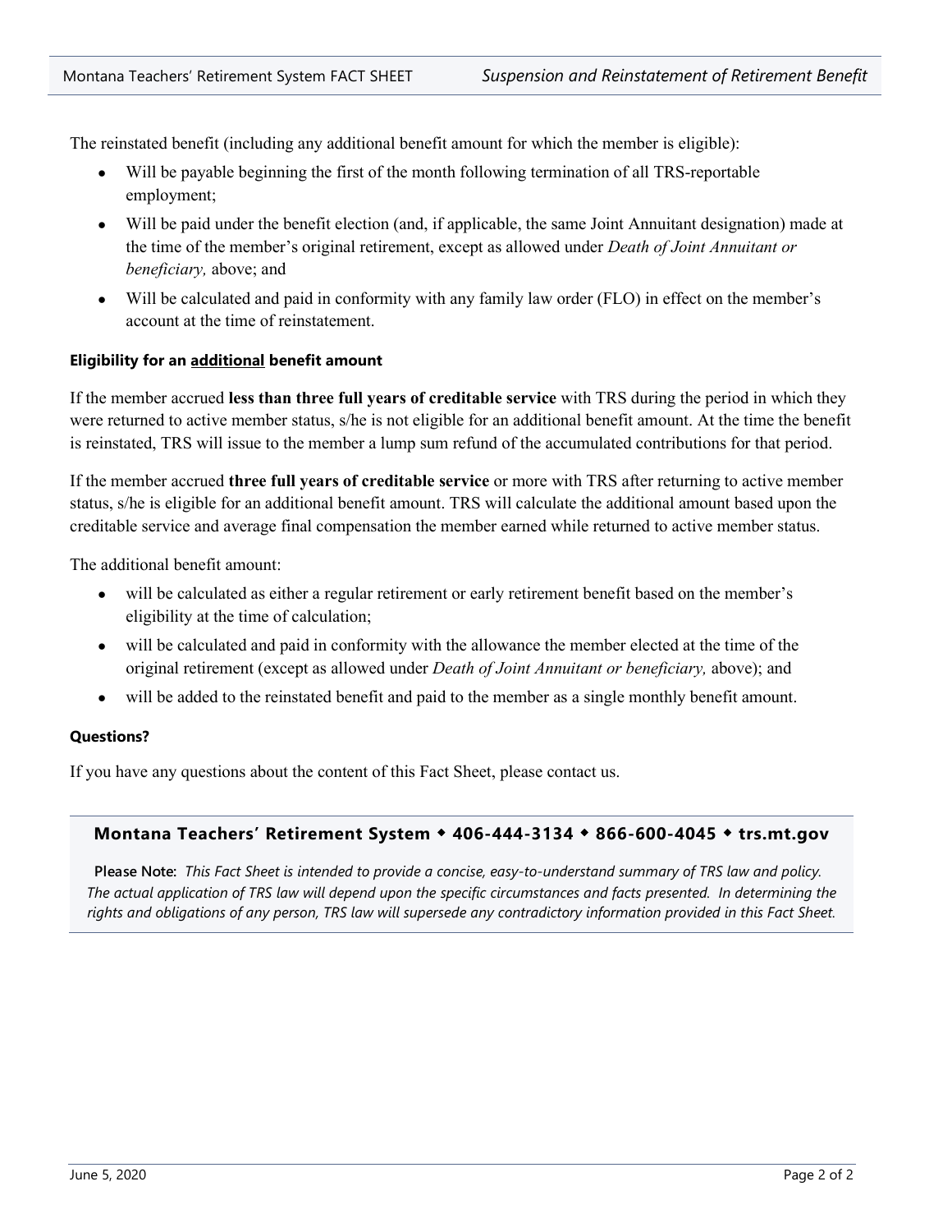The reinstated benefit (including any additional benefit amount for which the member is eligible):

- Will be payable beginning the first of the month following termination of all TRS-reportable employment;
- Will be paid under the benefit election (and, if applicable, the same Joint Annuitant designation) made at the time of the member's original retirement, except as allowed under *Death of Joint Annuitant or beneficiary,* above; and
- Will be calculated and paid in conformity with any family law order (FLO) in effect on the member's account at the time of reinstatement.

#### Eligibility for an additional benefit amount

If the member accrued **less than three full years of creditable service** with TRS during the period in which they were returned to active member status, s/he is not eligible for an additional benefit amount. At the time the benefit is reinstated, TRS will issue to the member a lump sum refund of the accumulated contributions for that period.

If the member accrued **three full years of creditable service** or more with TRS after returning to active member status, s/he is eligible for an additional benefit amount. TRS will calculate the additional amount based upon the creditable service and average final compensation the member earned while returned to active member status.

The additional benefit amount:

- will be calculated as either a regular retirement or early retirement benefit based on the member's eligibility at the time of calculation;
- will be calculated and paid in conformity with the allowance the member elected at the time of the original retirement (except as allowed under *Death of Joint Annuitant or beneficiary,* above); and
- will be added to the reinstated benefit and paid to the member as a single monthly benefit amount.

#### Questions?

If you have any questions about the content of this Fact Sheet, please contact us.

**Montana Teachers' Retirement System ◆ 406-444-3134 ◆ 866-600-4045 ◆ trs.mt.gov**

**Please Note:** *This Fact Sheet is intended to provide a concise, easy-to-understand summary of TRS law and policy. The actual application of TRS law will depend upon the specific circumstances and facts presented. In determining the rights and obligations of any person, TRS law will supersede any contradictory information provided in this Fact Sheet.*